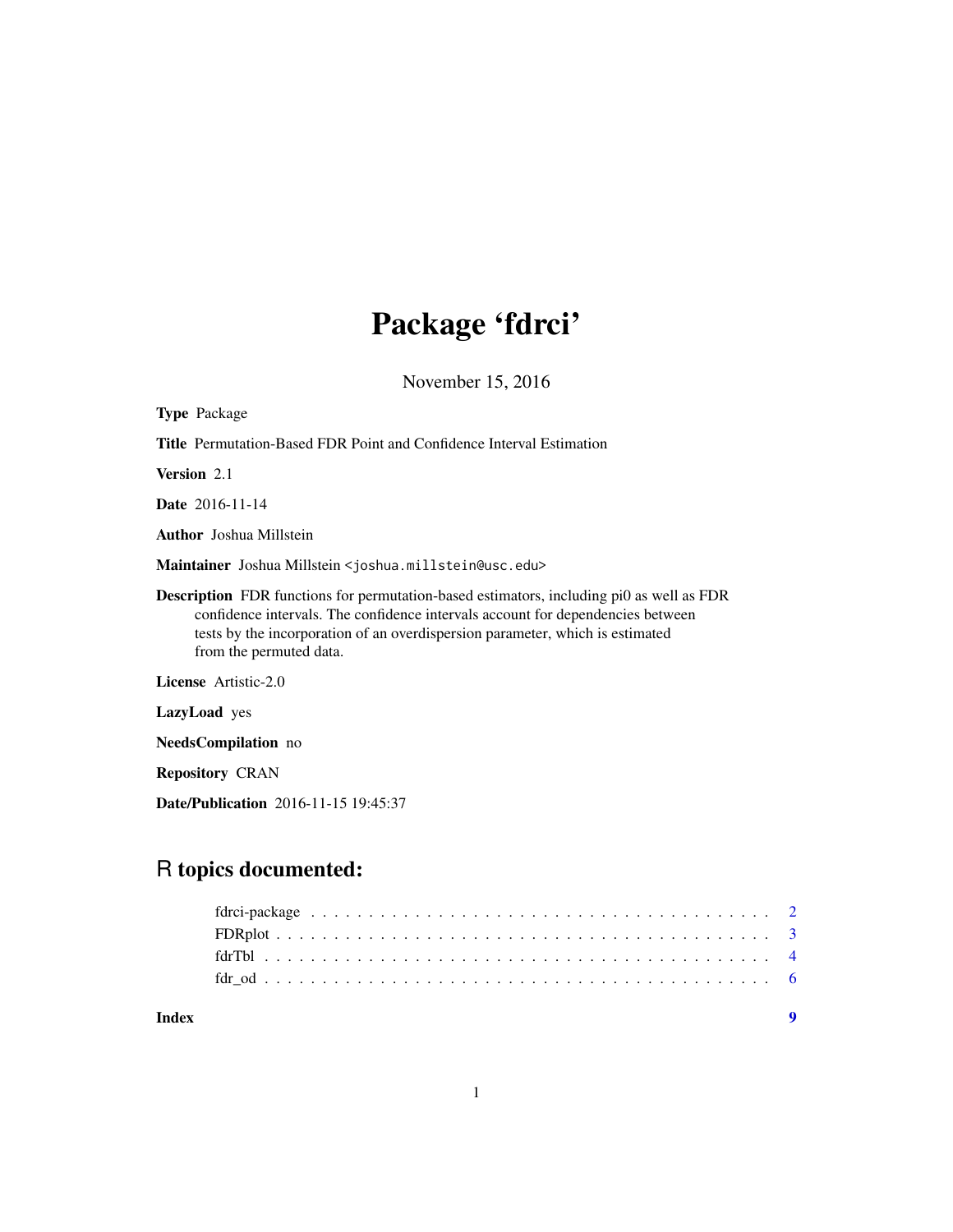# Package 'fdrci'

November 15, 2016

**Type** Package

**Title** Permutation-Based FDR Point and Confidence Interval Estimation

**Version** 2.1

**Date** 2016-11-14

**Author** Joshua Millstein

**Maintainer** Joshua Millstein <joshua.millstein@usc.edu>

**Description** FDR functions for permutation-based estimators, including pi0 as well as FDR confidence intervals. The confidence intervals account for dependencies between tests by the incorporation of an overdispersion parameter, which is estimated from the permuted data.

**License** Artistic-2.0

**LazyLoad** yes

**NeedsCompilation** no

**Repository** CRAN

**Date/Publication** 2016-11-15 19:45:37

## R topics documented:

fdrci-package . . . . . . . . . . . . . . . . . . . . . . . . . . . . . . . . . . . . . . . 2
FDRplot . . . . . . . . . . . . . . . . . . . . . . . . . . . . . . . . . . . . . . . . . . 3
fdrTbl . . . . . . . . . . . . . . . . . . . . . . . . . . . . . . . . . . . . . . . . . . . 4
fdr_od . . . . . . . . . . . . . . . . . . . . . . . . . . . . . . . . . . . . . . . . . . . 6

**Index** **9**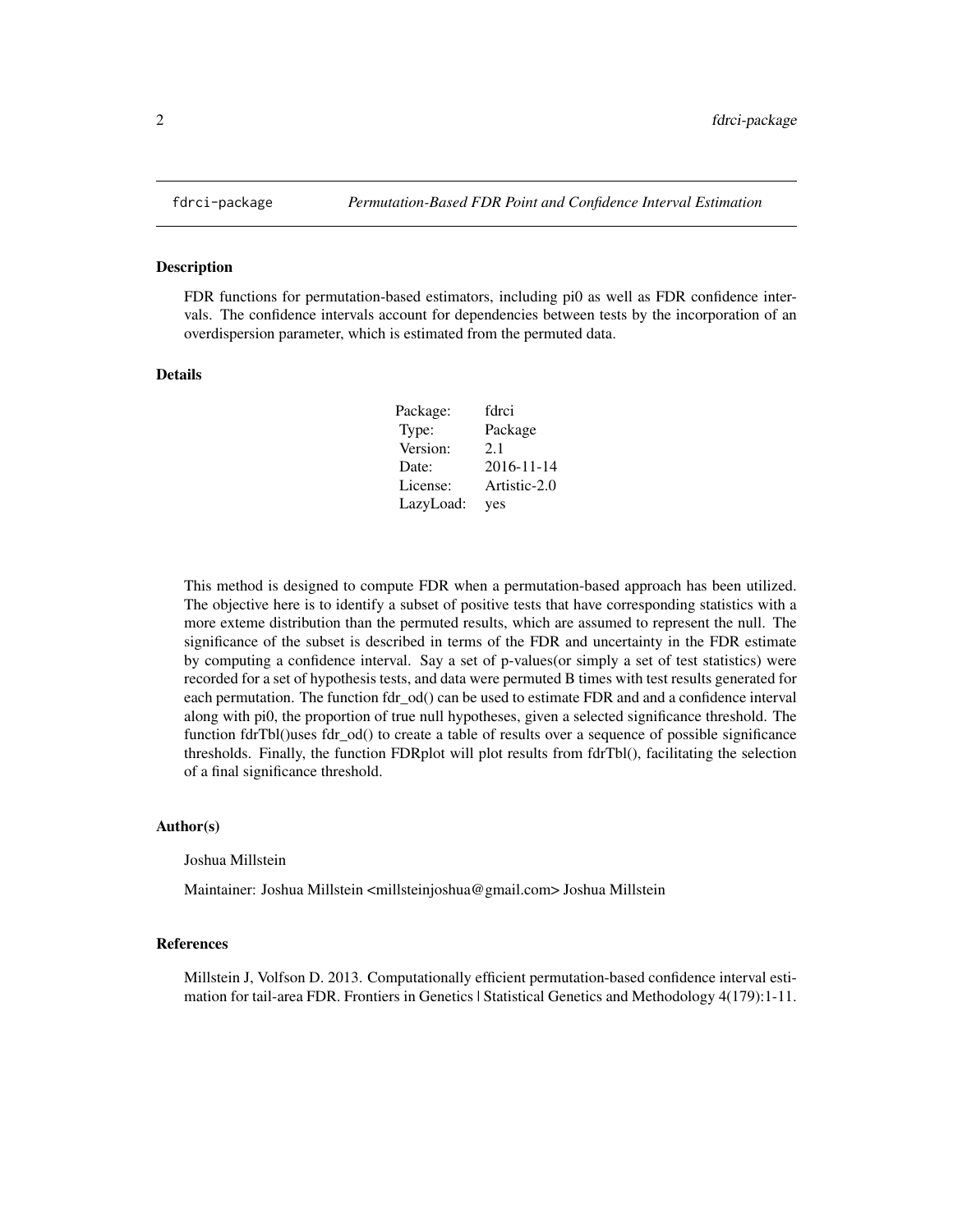# fdrci-package *Permutation-Based FDR Point and Confidence Interval Estimation*

## Description

FDR functions for permutation-based estimators, including pi0 as well as FDR confidence intervals. The confidence intervals account for dependencies between tests by the incorporation of an overdispersion parameter, which is estimated from the permuted data.

## Details

| | |
|---|---|
| Package: | fdrci |
| Type: | Package |
| Version: | 2.1 |
| Date: | 2016-11-14 |
| License: | Artistic-2.0 |
| LazyLoad: | yes |

This method is designed to compute FDR when a permutation-based approach has been utilized. The objective here is to identify a subset of positive tests that have corresponding statistics with a more exteme distribution than the permuted results, which are assumed to represent the null. The significance of the subset is described in terms of the FDR and uncertainty in the FDR estimate by computing a confidence interval. Say a set of p-values(or simply a set of test statistics) were recorded for a set of hypothesis tests, and data were permuted B times with test results generated for each permutation. The function fdr_od() can be used to estimate FDR and and a confidence interval along with pi0, the proportion of true null hypotheses, given a selected significance threshold. The function fdrTbl()uses fdr_od() to create a table of results over a sequence of possible significance thresholds. Finally, the function FDRplot will plot results from fdrTbl(), facilitating the selection of a final significance threshold.

## Author(s)

Joshua Millstein

Maintainer: Joshua Millstein <millsteinjoshua@gmail.com> Joshua Millstein

## References

Millstein J, Volfson D. 2013. Computationally efficient permutation-based confidence interval estimation for tail-area FDR. Frontiers in Genetics | Statistical Genetics and Methodology 4(179):1-11.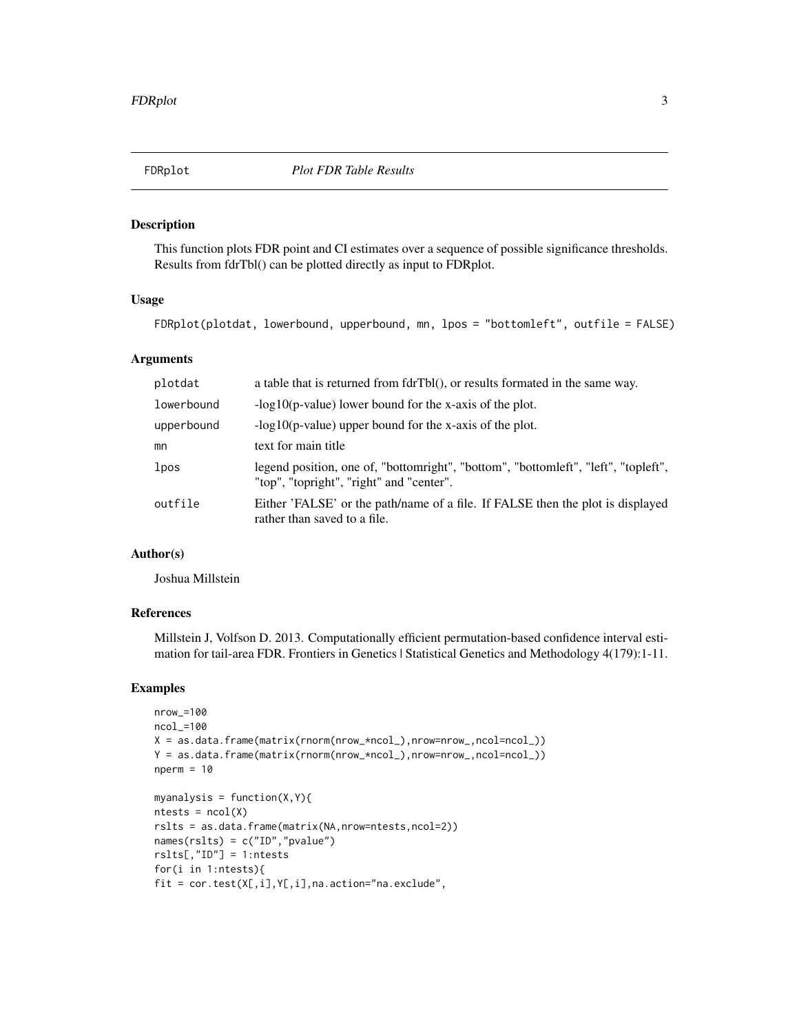FDRplot *Plot FDR Table Results*

## Description

This function plots FDR point and CI estimates over a sequence of possible significance thresholds. Results from fdrTbl() can be plotted directly as input to FDRplot.

## Usage

```
FDRplot(plotdat, lowerbound, upperbound, mn, lpos = "bottomleft", outfile = FALSE)
```

## Arguments

| | |
|---|---|
| plotdat | a table that is returned from fdrTbl(), or results formated in the same way. |
| lowerbound | -log10(p-value) lower bound for the x-axis of the plot. |
| upperbound | -log10(p-value) upper bound for the x-axis of the plot. |
| mn | text for main title |
| lpos | legend position, one of, "bottomright", "bottom", "bottomleft", "left", "topleft", "top", "topright", "right" and "center". |
| outfile | Either 'FALSE' or the path/name of a file. If FALSE then the plot is displayed rather than saved to a file. |

## Author(s)

Joshua Millstein

## References

Millstein J, Volfson D. 2013. Computationally efficient permutation-based confidence interval estimation for tail-area FDR. Frontiers in Genetics | Statistical Genetics and Methodology 4(179):1-11.

## Examples

```
nrow_=100
ncol_=100
X = as.data.frame(matrix(rnorm(nrow_*ncol_),nrow=nrow_,ncol=ncol_))
Y = as.data.frame(matrix(rnorm(nrow_*ncol_),nrow=nrow_,ncol=ncol_))
nperm = 10

myanalysis = function(X,Y){
ntests = ncol(X)
rslts = as.data.frame(matrix(NA,nrow=ntests,ncol=2))
names(rslts) = c("ID","pvalue")
rslts[,"ID"] = 1:ntests
for(i in 1:ntests){
fit = cor.test(X[,i],Y[,i],na.action="na.exclude",
```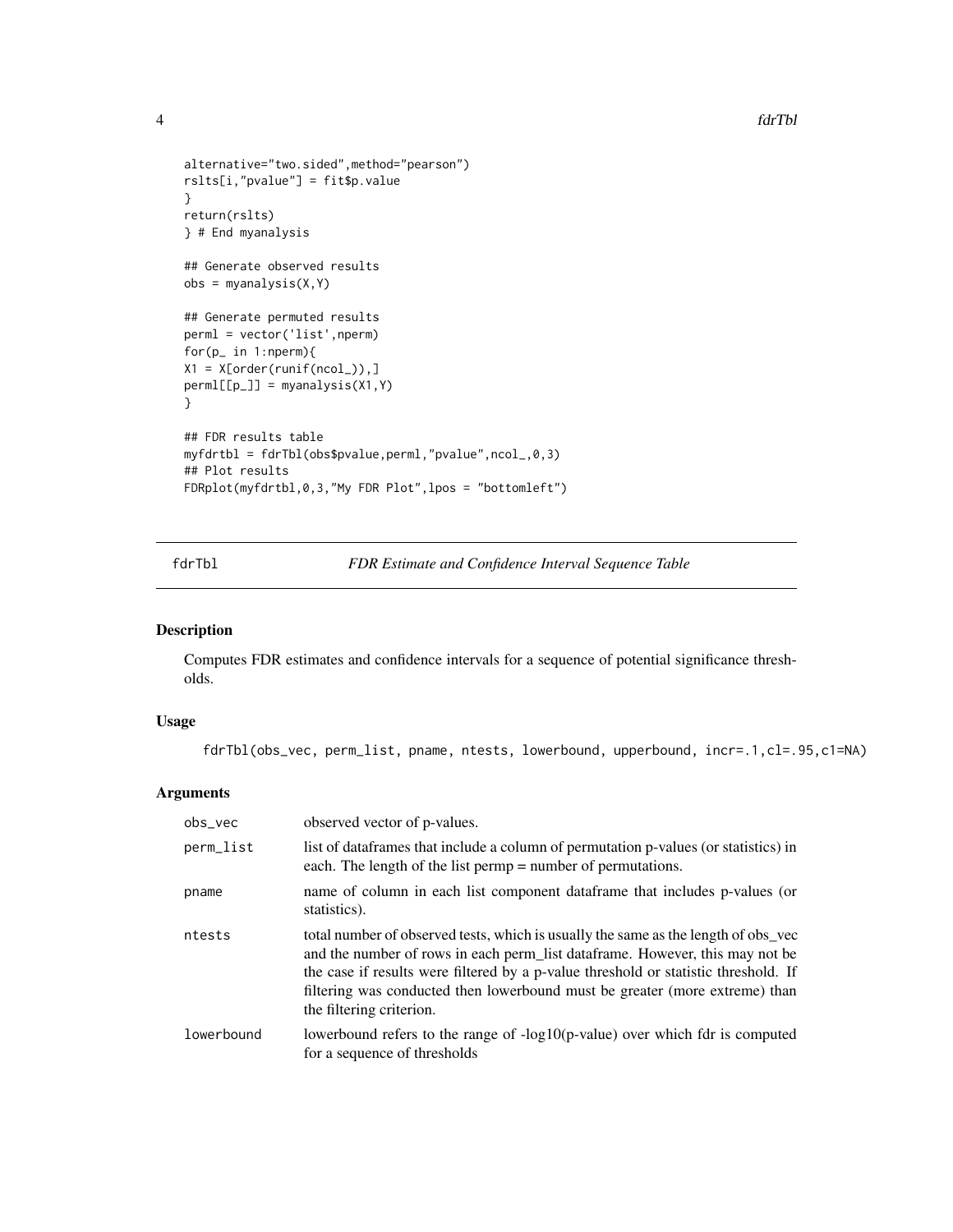```
alternative="two.sided",method="pearson")
rslts[i,"pvalue"] = fit$p.value
}
return(rslts)
} # End myanalysis

## Generate observed results
obs = myanalysis(X,Y)

## Generate permuted results
perml = vector('list',nperm)
for(p_ in 1:nperm){
X1 = X[order(runif(ncol_)),]
perml[[p_]] = myanalysis(X1,Y)
}

## FDR results table
myfdrtbl = fdrTbl(obs$pvalue,perml,"pvalue",ncol_,0,3)
## Plot results
FDRplot(myfdrtbl,0,3,"My FDR Plot",lpos = "bottomleft")
```

---

fdrTbl *FDR Estimate and Confidence Interval Sequence Table*

---

## Description

Computes FDR estimates and confidence intervals for a sequence of potential significance thresholds.

## Usage

```
fdrTbl(obs_vec, perm_list, pname, ntests, lowerbound, upperbound, incr=.1,cl=.95,c1=NA)
```

## Arguments

| | |
|---|---|
| obs_vec | observed vector of p-values. |
| perm_list | list of dataframes that include a column of permutation p-values (or statistics) in each. The length of the list permp = number of permutations. |
| pname | name of column in each list component dataframe that includes p-values (or statistics). |
| ntests | total number of observed tests, which is usually the same as the length of obs_vec and the number of rows in each perm_list dataframe. However, this may not be the case if results were filtered by a p-value threshold or statistic threshold. If filtering was conducted then lowerbound must be greater (more extreme) than the filtering criterion. |
| lowerbound | lowerbound refers to the range of -log10(p-value) over which fdr is computed for a sequence of thresholds |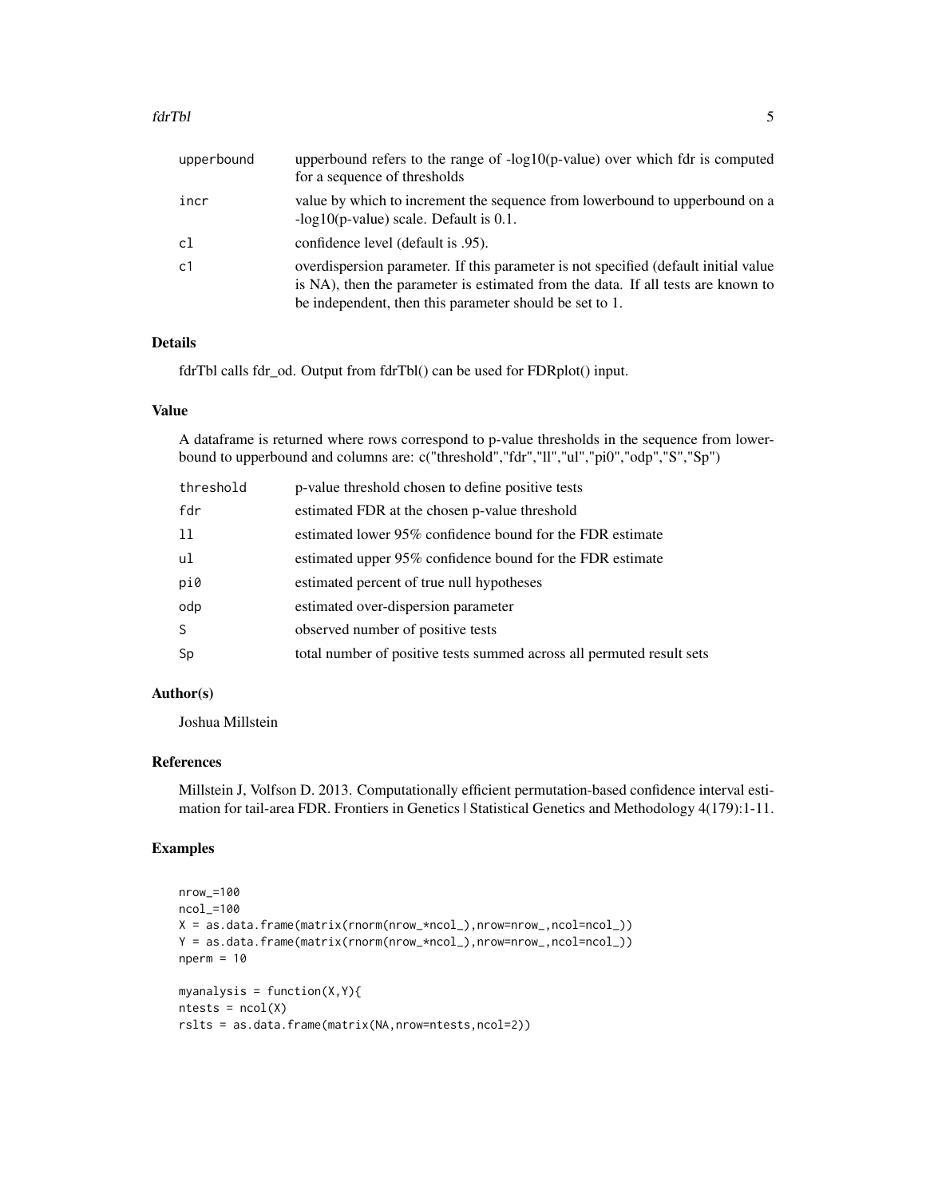| | |
|---|---|
| upperbound | upperbound refers to the range of -log10(p-value) over which fdr is computed for a sequence of thresholds |
| incr | value by which to increment the sequence from lowerbound to upperbound on a -log10(p-value) scale. Default is 0.1. |
| cl | confidence level (default is .95). |
| c1 | overdispersion parameter. If this parameter is not specified (default initial value is NA), then the parameter is estimated from the data. If all tests are known to be independent, then this parameter should be set to 1. |

## Details

fdrTbl calls fdr_od. Output from fdrTbl() can be used for FDRplot() input.

## Value

A dataframe is returned where rows correspond to p-value thresholds in the sequence from lowerbound to upperbound and columns are: c("threshold","fdr","ll","ul","pi0","odp","S","Sp")

| | |
|---|---|
| threshold | p-value threshold chosen to define positive tests |
| fdr | estimated FDR at the chosen p-value threshold |
| ll | estimated lower 95% confidence bound for the FDR estimate |
| ul | estimated upper 95% confidence bound for the FDR estimate |
| pi0 | estimated percent of true null hypotheses |
| odp | estimated over-dispersion parameter |
| S | observed number of positive tests |
| Sp | total number of positive tests summed across all permuted result sets |

## Author(s)

Joshua Millstein

## References

Millstein J, Volfson D. 2013. Computationally efficient permutation-based confidence interval estimation for tail-area FDR. Frontiers in Genetics | Statistical Genetics and Methodology 4(179):1-11.

## Examples

```
nrow_=100
ncol_=100
X = as.data.frame(matrix(rnorm(nrow_*ncol_),nrow=nrow_,ncol=ncol_))
Y = as.data.frame(matrix(rnorm(nrow_*ncol_),nrow=nrow_,ncol=ncol_))
nperm = 10

myanalysis = function(X,Y){
ntests = ncol(X)
rslts = as.data.frame(matrix(NA,nrow=ntests,ncol=2))
```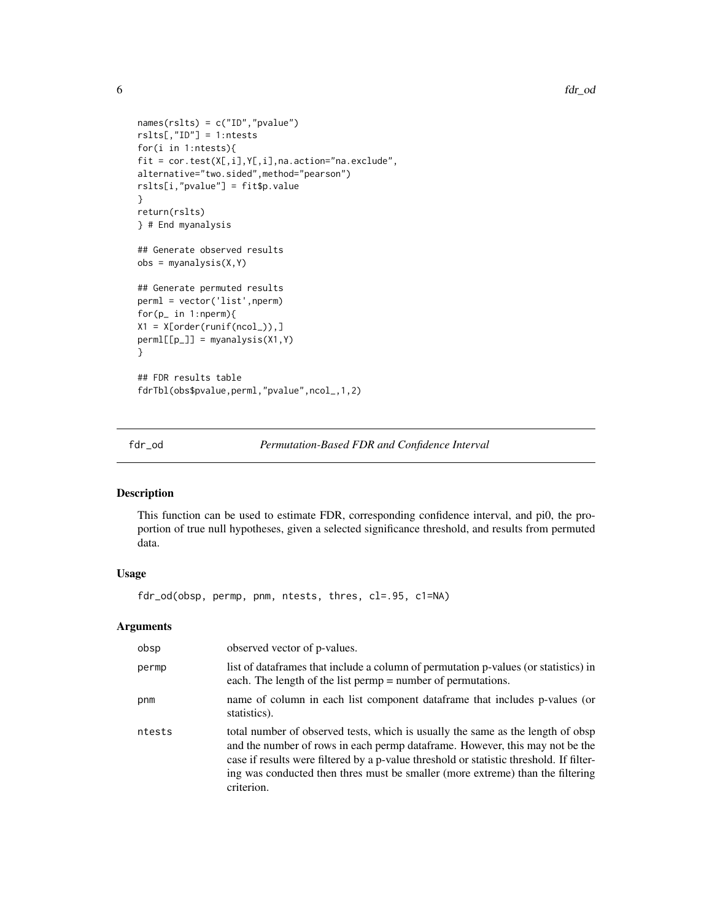```
names(rslts) = c("ID","pvalue")
rslts[,"ID"] = 1:ntests
for(i in 1:ntests){
fit = cor.test(X[,i],Y[,i],na.action="na.exclude",
alternative="two.sided",method="pearson")
rslts[i,"pvalue"] = fit$p.value
}
return(rslts)
} # End myanalysis

## Generate observed results
obs = myanalysis(X,Y)

## Generate permuted results
perml = vector('list',nperm)
for(p_ in 1:nperm){
X1 = X[order(runif(ncol_)),]
perml[[p_]] = myanalysis(X1,Y)
}

## FDR results table
fdrTbl(obs$pvalue,perml,"pvalue",ncol_,1,2)
```

## fdr_od — *Permutation-Based FDR and Confidence Interval*

### Description

This function can be used to estimate FDR, corresponding confidence interval, and pi0, the proportion of true null hypotheses, given a selected significance threshold, and results from permuted data.

### Usage

```
fdr_od(obsp, permp, pnm, ntests, thres, cl=.95, c1=NA)
```

### Arguments

| | |
|---|---|
| `obsp` | observed vector of p-values. |
| `permp` | list of dataframes that include a column of permutation p-values (or statistics) in each. The length of the list permp = number of permutations. |
| `pnm` | name of column in each list component dataframe that includes p-values (or statistics). |
| `ntests` | total number of observed tests, which is usually the same as the length of obsp and the number of rows in each permp dataframe. However, this may not be the case if results were filtered by a p-value threshold or statistic threshold. If filtering was conducted then thres must be smaller (more extreme) than the filtering criterion. |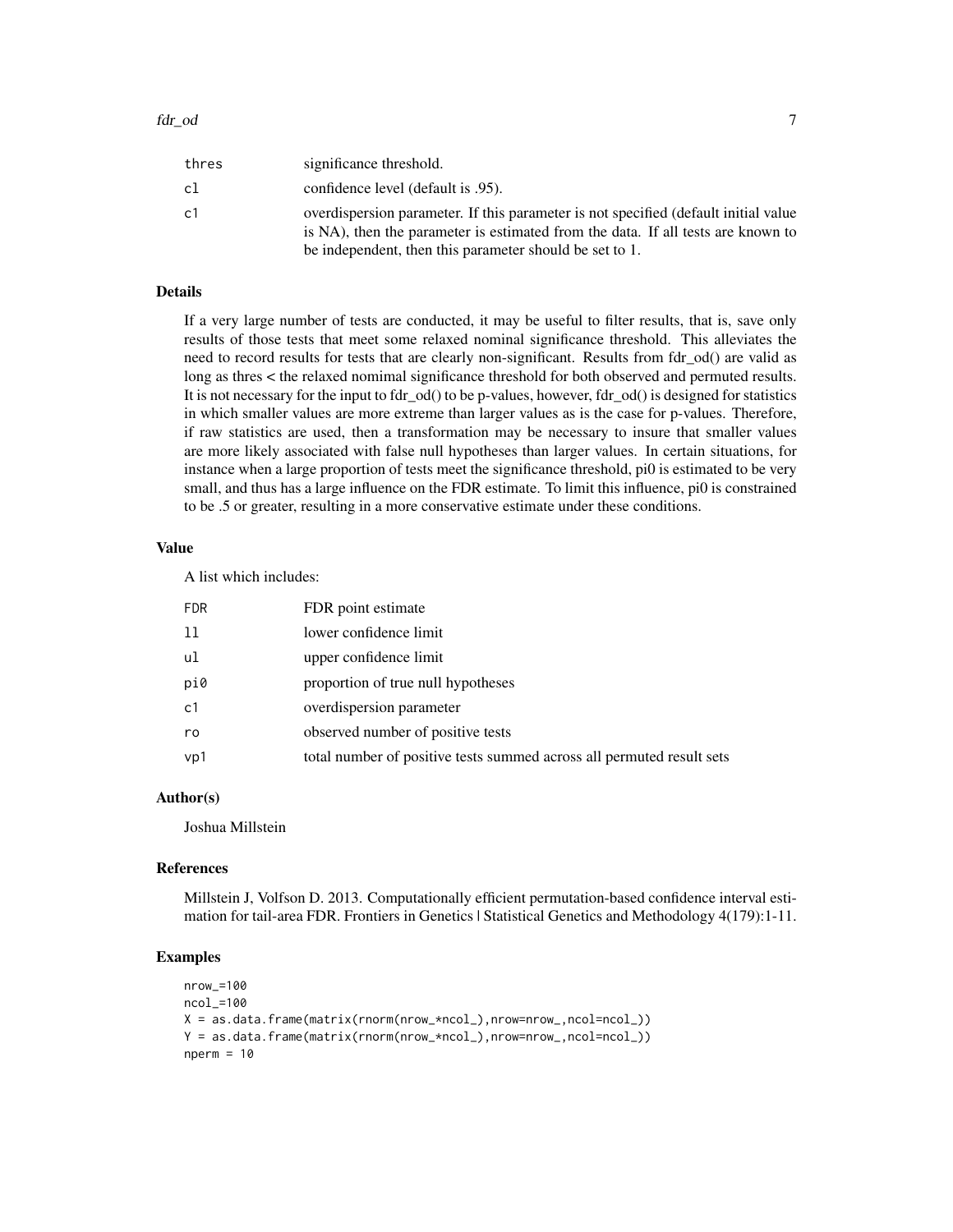| | |
|---|---|
| thres | significance threshold. |
| cl | confidence level (default is .95). |
| c1 | overdispersion parameter. If this parameter is not specified (default initial value is NA), then the parameter is estimated from the data. If all tests are known to be independent, then this parameter should be set to 1. |

### Details

If a very large number of tests are conducted, it may be useful to filter results, that is, save only results of those tests that meet some relaxed nominal significance threshold. This alleviates the need to record results for tests that are clearly non-significant. Results from fdr_od() are valid as long as thres < the relaxed nomimal significance threshold for both observed and permuted results. It is not necessary for the input to fdr_od() to be p-values, however, fdr_od() is designed for statistics in which smaller values are more extreme than larger values as is the case for p-values. Therefore, if raw statistics are used, then a transformation may be necessary to insure that smaller values are more likely associated with false null hypotheses than larger values. In certain situations, for instance when a large proportion of tests meet the significance threshold, pi0 is estimated to be very small, and thus has a large influence on the FDR estimate. To limit this influence, pi0 is constrained to be .5 or greater, resulting in a more conservative estimate under these conditions.

### Value

A list which includes:

| | |
|---|---|
| FDR | FDR point estimate |
| ll | lower confidence limit |
| ul | upper confidence limit |
| pi0 | proportion of true null hypotheses |
| c1 | overdispersion parameter |
| ro | observed number of positive tests |
| vp1 | total number of positive tests summed across all permuted result sets |

### Author(s)

Joshua Millstein

### References

Millstein J, Volfson D. 2013. Computationally efficient permutation-based confidence interval estimation for tail-area FDR. Frontiers in Genetics | Statistical Genetics and Methodology 4(179):1-11.

### Examples

```
nrow_=100
ncol_=100
X = as.data.frame(matrix(rnorm(nrow_*ncol_),nrow=nrow_,ncol=ncol_))
Y = as.data.frame(matrix(rnorm(nrow_*ncol_),nrow=nrow_,ncol=ncol_))
nperm = 10
```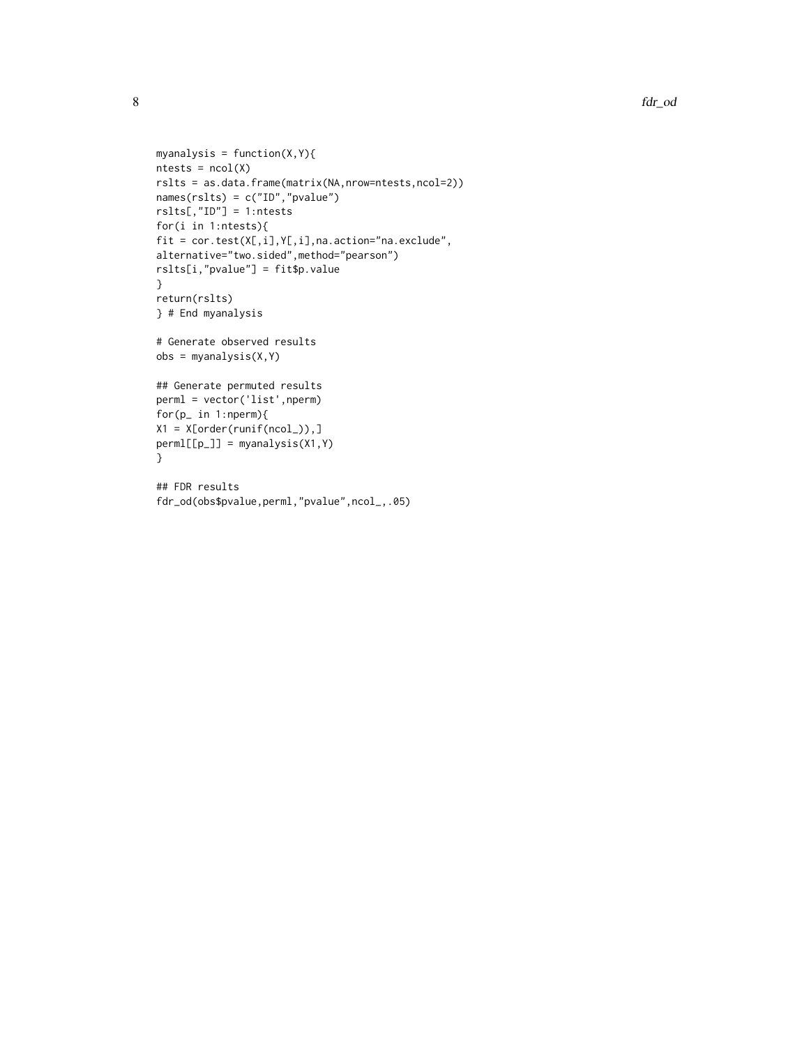```
myanalysis = function(X,Y){
ntests = ncol(X)
rslts = as.data.frame(matrix(NA,nrow=ntests,ncol=2))
names(rslts) = c("ID","pvalue")
rslts[,"ID"] = 1:ntests
for(i in 1:ntests){
fit = cor.test(X[,i],Y[,i],na.action="na.exclude",
alternative="two.sided",method="pearson")
rslts[i,"pvalue"] = fit$p.value
}
return(rslts)
} # End myanalysis

# Generate observed results
obs = myanalysis(X,Y)

## Generate permuted results
perml = vector('list',nperm)
for(p_ in 1:nperm){
X1 = X[order(runif(ncol_)),]
perml[[p_]] = myanalysis(X1,Y)
}

## FDR results
fdr_od(obs$pvalue,perml,"pvalue",ncol_,.05)
```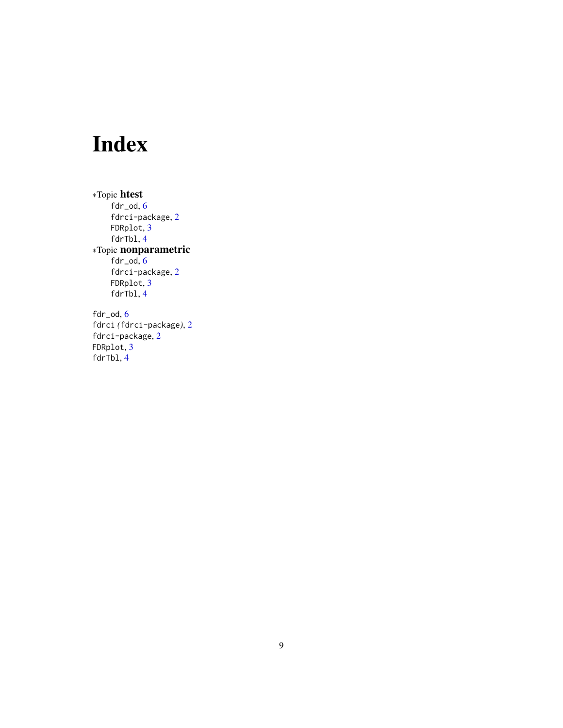# Index

∗Topic **htest**

- fdr_od, 6
- fdrci-package, 2
- FDRplot, 3
- fdrTbl, 4

∗Topic **nonparametric**

- fdr_od, 6
- fdrci-package, 2
- FDRplot, 3
- fdrTbl, 4

fdr_od, 6
fdrci *(*fdrci-package*)*, 2
fdrci-package, 2
FDRplot, 3
fdrTbl, 4